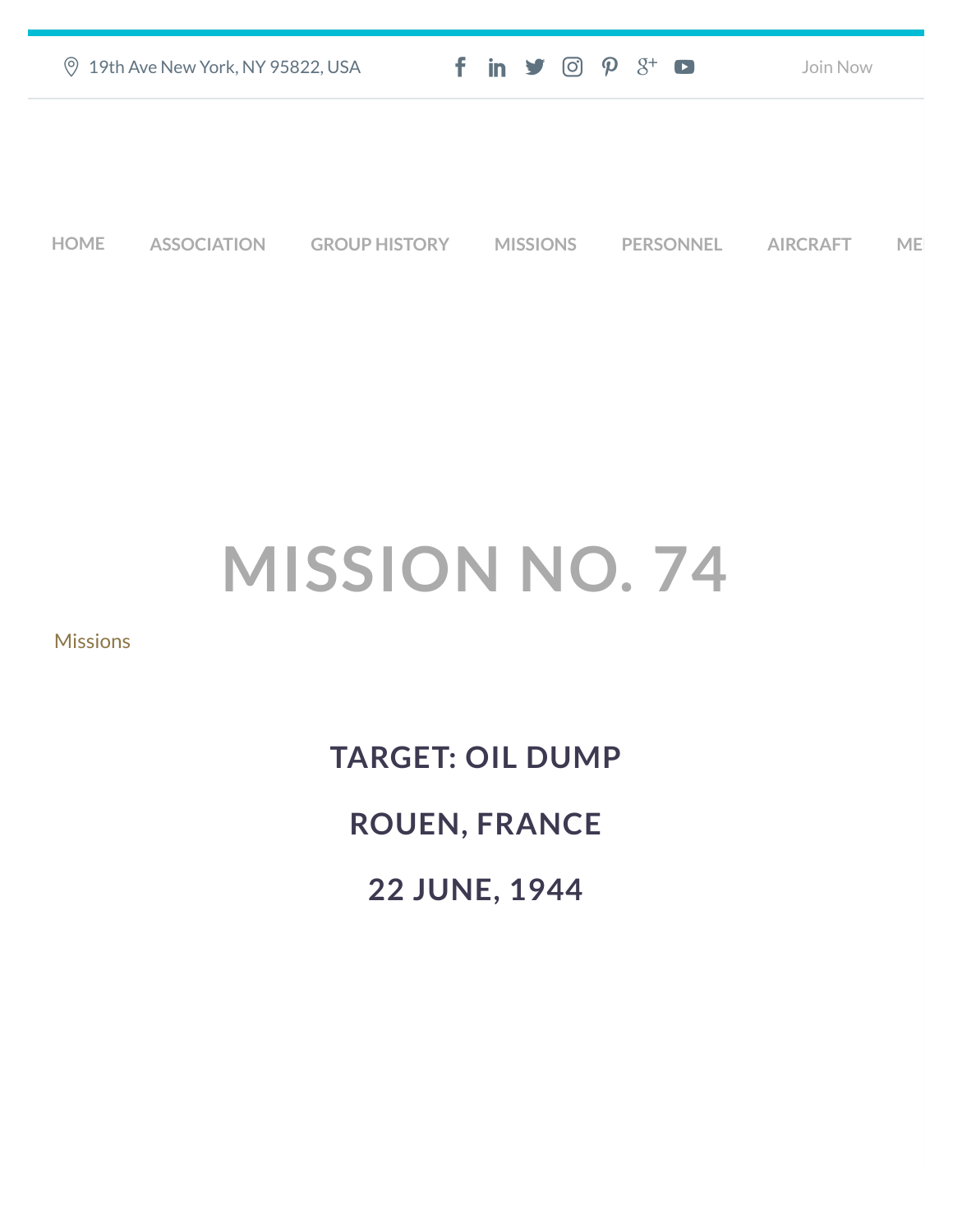19th Ave New York, NY 95822, USA

Join Now

HOME ASSOCIATION GROUP HISTORY MISSIONS PERSONNEL AIRCRAFT ME

# MISSION NO. 74

Missions

## TARGET: OIL DUMP

## ROUEN, FRANCE

## 22 JUNE, 1944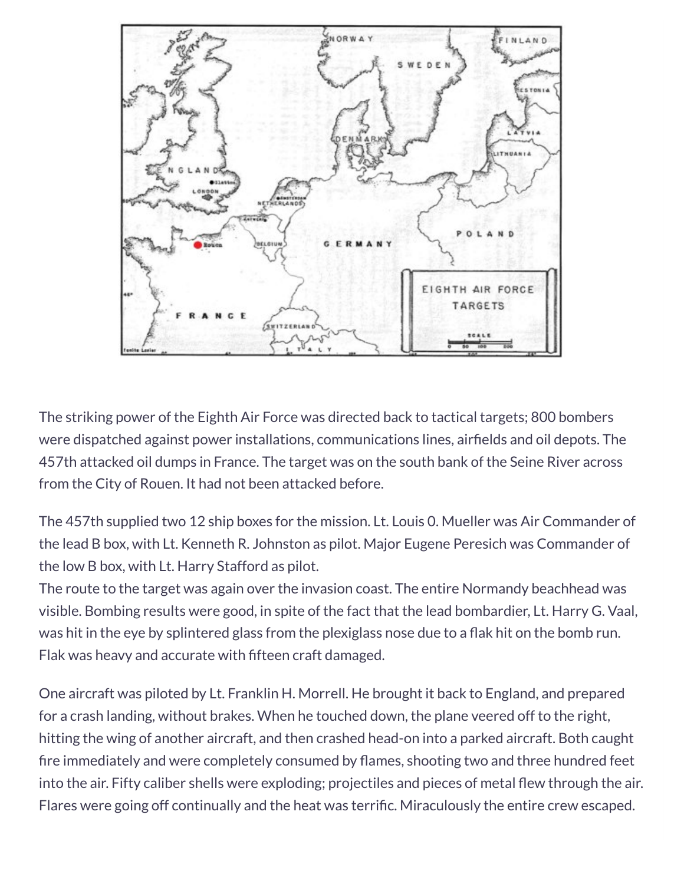The striking power of the Eighth Air Force was directed back to tactical targets; 800 bombers were dispatched against power installations, communications lines, airfields and oil depots. The 457th attacked oil dumps in France. The target was on the south bank of the Seine River across from the City of Rouen. It had not been attacked before.

The 457th supplied two 12 ship boxes for the mission. Lt. Louis 0. Mueller was Air Commander of the lead B box, with Lt. Kenneth R. Johnston as pilot. Major Eugene Peresich was Commander of the low B box, with Lt. Harry Stafford as pilot.
The route to the target was again over the invasion coast. The entire Normandy beachhead was visible. Bombing results were good, in spite of the fact that the lead bombardier, Lt. Harry G. Vaal, was hit in the eye by splintered glass from the plexiglass nose due to a flak hit on the bomb run. Flak was heavy and accurate with fifteen craft damaged.

One aircraft was piloted by Lt. Franklin H. Morrell. He brought it back to England, and prepared for a crash landing, without brakes. When he touched down, the plane veered off to the right, hitting the wing of another aircraft, and then crashed head-on into a parked aircraft. Both caught fire immediately and were completely consumed by flames, shooting two and three hundred feet into the air. Fifty caliber shells were exploding; projectiles and pieces of metal flew through the air. Flares were going off continually and the heat was terrific. Miraculously the entire crew escaped.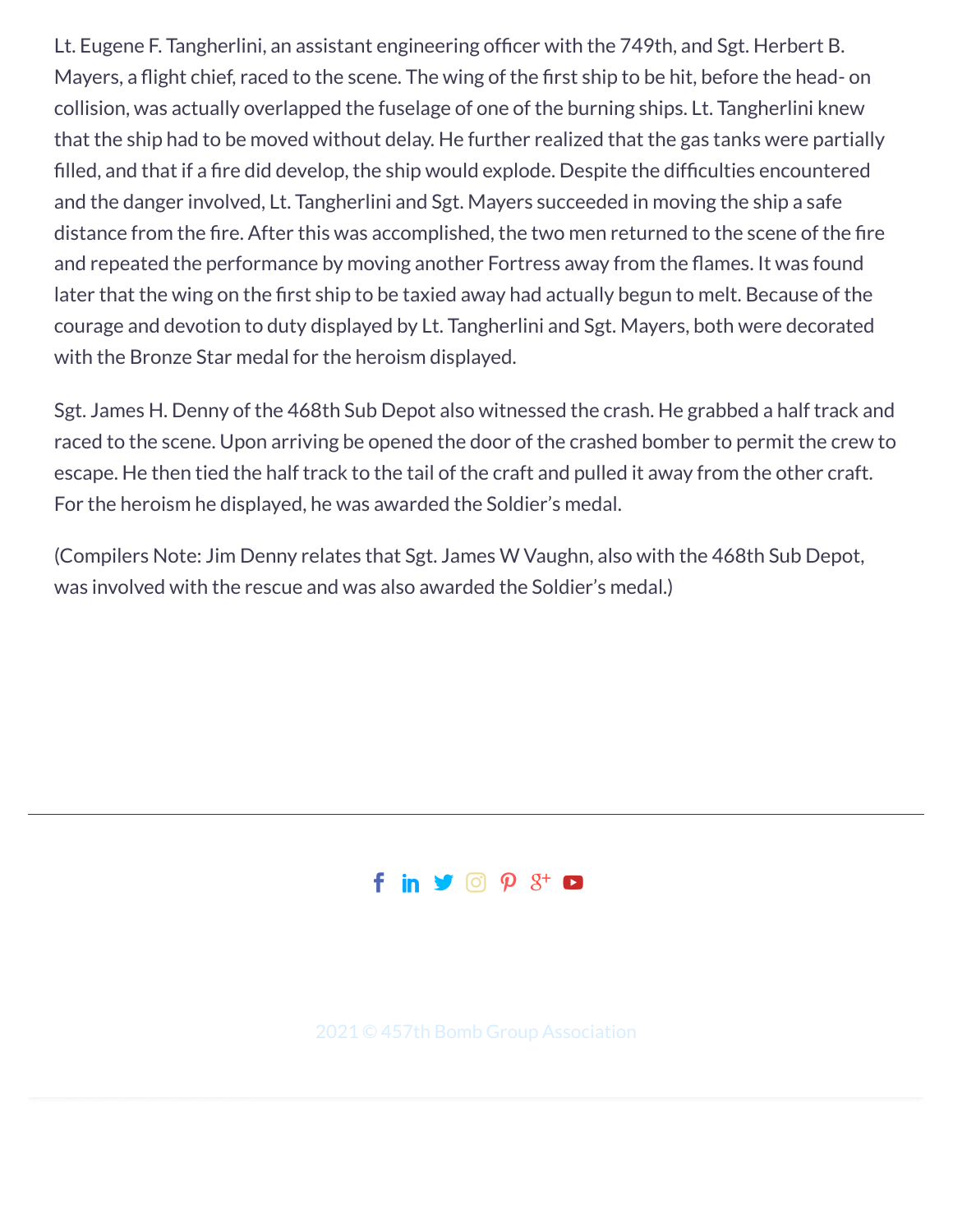Lt. Eugene F. Tangherlini, an assistant engineering officer with the 749th, and Sgt. Herbert B. Mayers, a flight chief, raced to the scene. The wing of the first ship to be hit, before the head- on collision, was actually overlapped the fuselage of one of the burning ships. Lt. Tangherlini knew that the ship had to be moved without delay. He further realized that the gas tanks were partially filled, and that if a fire did develop, the ship would explode. Despite the difficulties encountered and the danger involved, Lt. Tangherlini and Sgt. Mayers succeeded in moving the ship a safe distance from the fire. After this was accomplished, the two men returned to the scene of the fire and repeated the performance by moving another Fortress away from the flames. It was found later that the wing on the first ship to be taxied away had actually begun to melt. Because of the courage and devotion to duty displayed by Lt. Tangherlini and Sgt. Mayers, both were decorated with the Bronze Star medal for the heroism displayed.

Sgt. James H. Denny of the 468th Sub Depot also witnessed the crash. He grabbed a half track and raced to the scene. Upon arriving be opened the door of the crashed bomber to permit the crew to escape. He then tied the half track to the tail of the craft and pulled it away from the other craft. For the heroism he displayed, he was awarded the Soldier's medal.

(Compilers Note: Jim Denny relates that Sgt. James W Vaughn, also with the 468th Sub Depot, was involved with the rescue and was also awarded the Soldier's medal.)

2021 © 457th Bomb Group Association